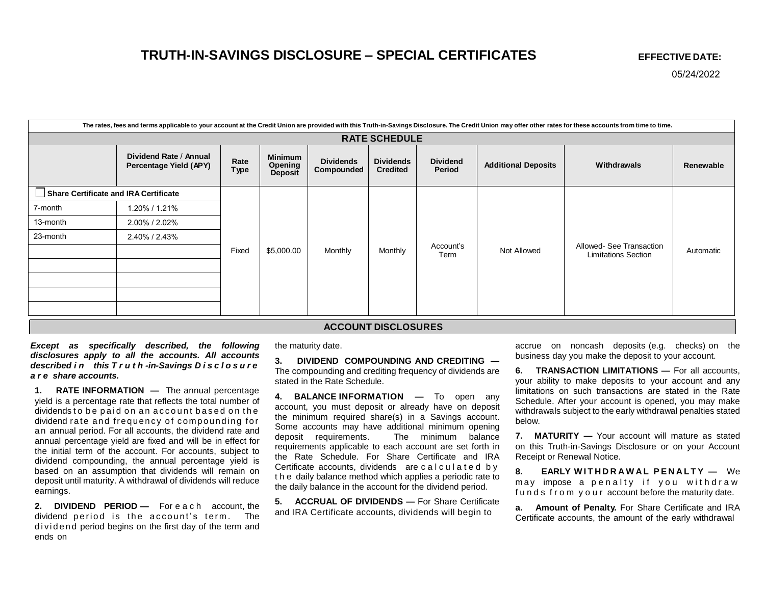# TRUTH-IN-SAVINGS DISCLOSURE – SPECIAL CERTIFICATES

**EFFECTIVE DATE:**

05/24/2022

The rates, fees and terms applicable to your account at the Credit Union are provided with this Truth-in-Savings Disclosure. The Credit Union may offer other rates for these accounts from time to time.

## RATE SCHEDULE

| | Dividend Rate / Annual Percentage Yield (APY) | Rate Type | Minimum Opening Deposit | Dividends Compounded | Dividends Credited | Dividend Period | Additional Deposits | Withdrawals | Renewable |
|---|---|---|---|---|---|---|---|---|---|
| ☐ Share Certificate and IRA Certificate | | Fixed | $5,000.00 | Monthly | Monthly | Account's Term | Not Allowed | Allowed- See Transaction Limitations Section | Automatic |
| 7-month | 1.20% / 1.21% | | | | | | | | |
| 13-month | 2.00% / 2.02% | | | | | | | | |
| 23-month | 2.40% / 2.43% | | | | | | | | |
| | | | | | | | | | |
| | | | | | | | | | |
| | | | | | | | | | |
| | | | | | | | | | |
| | | | | | | | | | |

## ACCOUNT DISCLOSURES

***Except as specifically described, the following disclosures apply to all the accounts. All accounts described in this Truth-in-Savings Disclosure are share accounts.***

**1. RATE INFORMATION —** The annual percentage yield is a percentage rate that reflects the total number of dividends to be paid on an account based on the dividend rate and frequency of compounding for an annual period. For all accounts, the dividend rate and annual percentage yield are fixed and will be in effect for the initial term of the account. For accounts, subject to dividend compounding, the annual percentage yield is based on an assumption that dividends will remain on deposit until maturity. A withdrawal of dividends will reduce earnings.

**2. DIVIDEND PERIOD —** For each account, the dividend period is the account's term. The dividend period begins on the first day of the term and ends on the maturity date.

**3. DIVIDEND COMPOUNDING AND CREDITING —** The compounding and crediting frequency of dividends are stated in the Rate Schedule.

**4. BALANCE INFORMATION —** To open any account, you must deposit or already have on deposit the minimum required share(s) in a Savings account. Some accounts may have additional minimum opening deposit requirements. The minimum balance requirements applicable to each account are set forth in the Rate Schedule. For Share Certificate and IRA Certificate accounts, dividends are calculated by the daily balance method which applies a periodic rate to the daily balance in the account for the dividend period.

**5. ACCRUAL OF DIVIDENDS —** For Share Certificate and IRA Certificate accounts, dividends will begin to accrue on noncash deposits (e.g. checks) on the business day you make the deposit to your account.

**6. TRANSACTION LIMITATIONS —** For all accounts, your ability to make deposits to your account and any limitations on such transactions are stated in the Rate Schedule. After your account is opened, you may make withdrawals subject to the early withdrawal penalties stated below.

**7. MATURITY —** Your account will mature as stated on this Truth-in-Savings Disclosure or on your Account Receipt or Renewal Notice.

**8. EARLY WITHDRAWAL PENALTY —** We may impose a penalty if you withdraw funds from your account before the maturity date.

**a. Amount of Penalty.** For Share Certificate and IRA Certificate accounts, the amount of the early withdrawal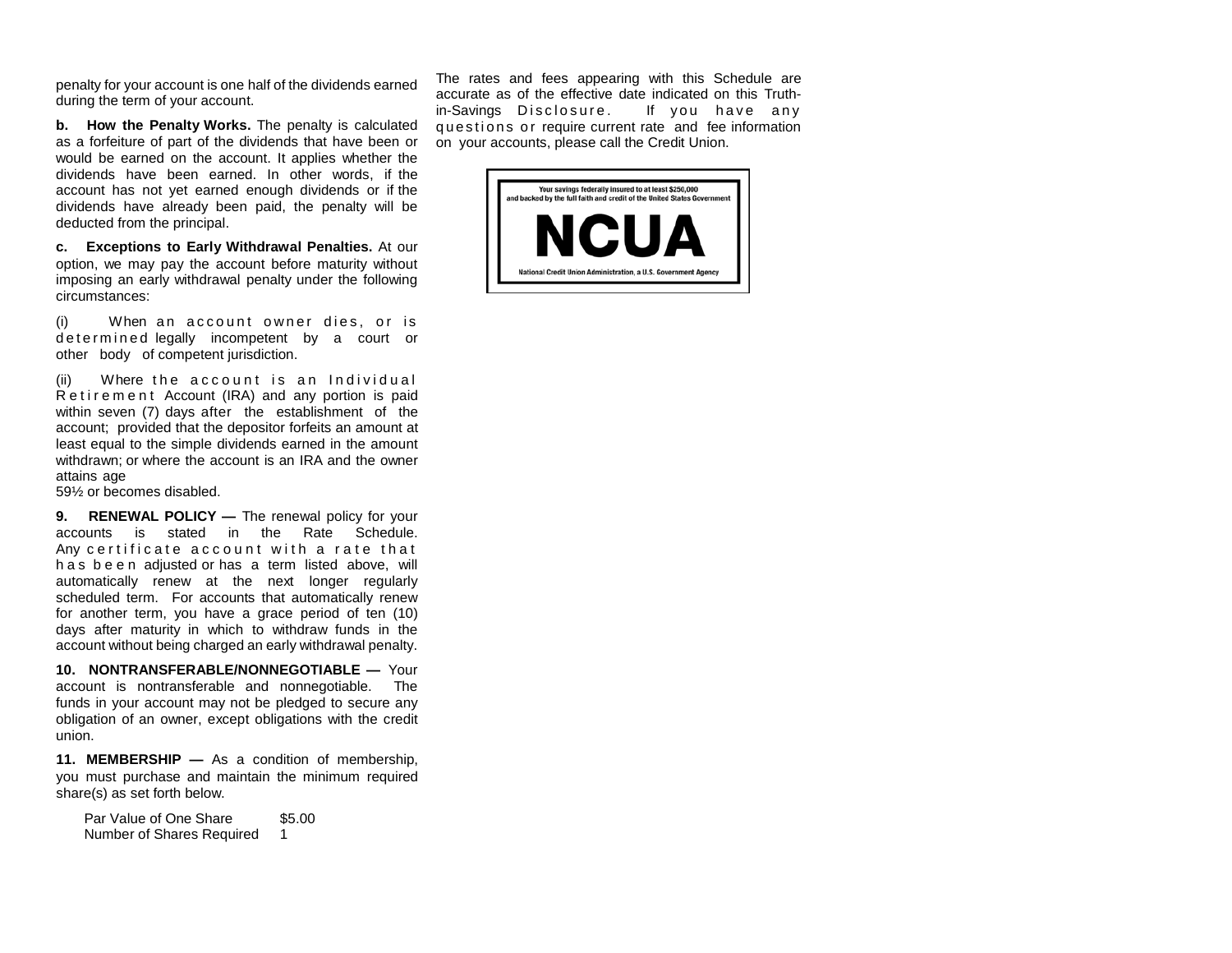penalty for your account is one half of the dividends earned during the term of your account.

**b. How the Penalty Works.** The penalty is calculated as a forfeiture of part of the dividends that have been or would be earned on the account. It applies whether the dividends have been earned. In other words, if the account has not yet earned enough dividends or if the dividends have already been paid, the penalty will be deducted from the principal.

**c. Exceptions to Early Withdrawal Penalties.** At our option, we may pay the account before maturity without imposing an early withdrawal penalty under the following circumstances:

(i) When an account owner dies, or is determined legally incompetent by a court or other body of competent jurisdiction.

(ii) Where the account is an Individual Retirement Account (IRA) and any portion is paid within seven (7) days after the establishment of the account; provided that the depositor forfeits an amount at least equal to the simple dividends earned in the amount withdrawn; or where the account is an IRA and the owner attains age 59½ or becomes disabled.

**9. RENEWAL POLICY —** The renewal policy for your accounts is stated in the Rate Schedule. Any certificate account with a rate that has been adjusted or has a term listed above, will automatically renew at the next longer regularly scheduled term. For accounts that automatically renew for another term, you have a grace period of ten (10) days after maturity in which to withdraw funds in the account without being charged an early withdrawal penalty.

**10. NONTRANSFERABLE/NONNEGOTIABLE —** Your account is nontransferable and nonnegotiable. The funds in your account may not be pledged to secure any obligation of an owner, except obligations with the credit union.

**11. MEMBERSHIP —** As a condition of membership, you must purchase and maintain the minimum required share(s) as set forth below.

| | |
|---|---|
| Par Value of One Share | $5.00 |
| Number of Shares Required | 1 |

The rates and fees appearing with this Schedule are accurate as of the effective date indicated on this Truth-in-Savings Disclosure. If you have any questions or require current rate and fee information on your accounts, please call the Credit Union.

Your savings federally insured to at least $250,000
and backed by the full faith and credit of the United States Government

**NCUA**

National Credit Union Administration, a U.S. Government Agency